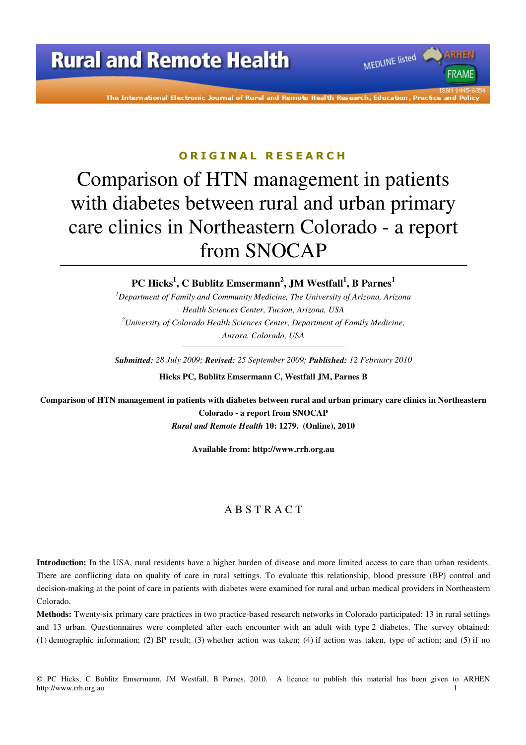ORIGINAL RESEARCH

# Comparison of HTN management in patients with diabetes between rural and urban primary care clinics in Northeastern Colorado - a report from SNOCAP

**PC Hicks[1], C Bublitz Emsermann[2], JM Westfall[1], B Parnes[1]**

[1]*Department of Family and Community Medicine, The University of Arizona, Arizona Health Sciences Center, Tucson, Arizona, USA*

[2]*University of Colorado Health Sciences Center, Department of Family Medicine, Aurora, Colorado, USA*

***Submitted:*** *28 July 2009;* ***Revised:*** *25 September 2009;* ***Published:*** *12 February 2010*

**Hicks PC, Bublitz Emsermann C, Westfall JM, Parnes B**

**Comparison of HTN management in patients with diabetes between rural and urban primary care clinics in Northeastern Colorado - a report from SNOCAP**

***Rural and Remote Health*** **10: 1279. (Online), 2010**

**Available from: http://www.rrh.org.au**

## ABSTRACT

**Introduction:** In the USA, rural residents have a higher burden of disease and more limited access to care than urban residents. There are conflicting data on quality of care in rural settings. To evaluate this relationship, blood pressure (BP) control and decision-making at the point of care in patients with diabetes were examined for rural and urban medical providers in Northeastern Colorado.

**Methods:** Twenty-six primary care practices in two practice-based research networks in Colorado participated: 13 in rural settings and 13 urban. Questionnaires were completed after each encounter with an adult with type 2 diabetes. The survey obtained: (1) demographic information; (2) BP result; (3) whether action was taken; (4) if action was taken, type of action; and (5) if no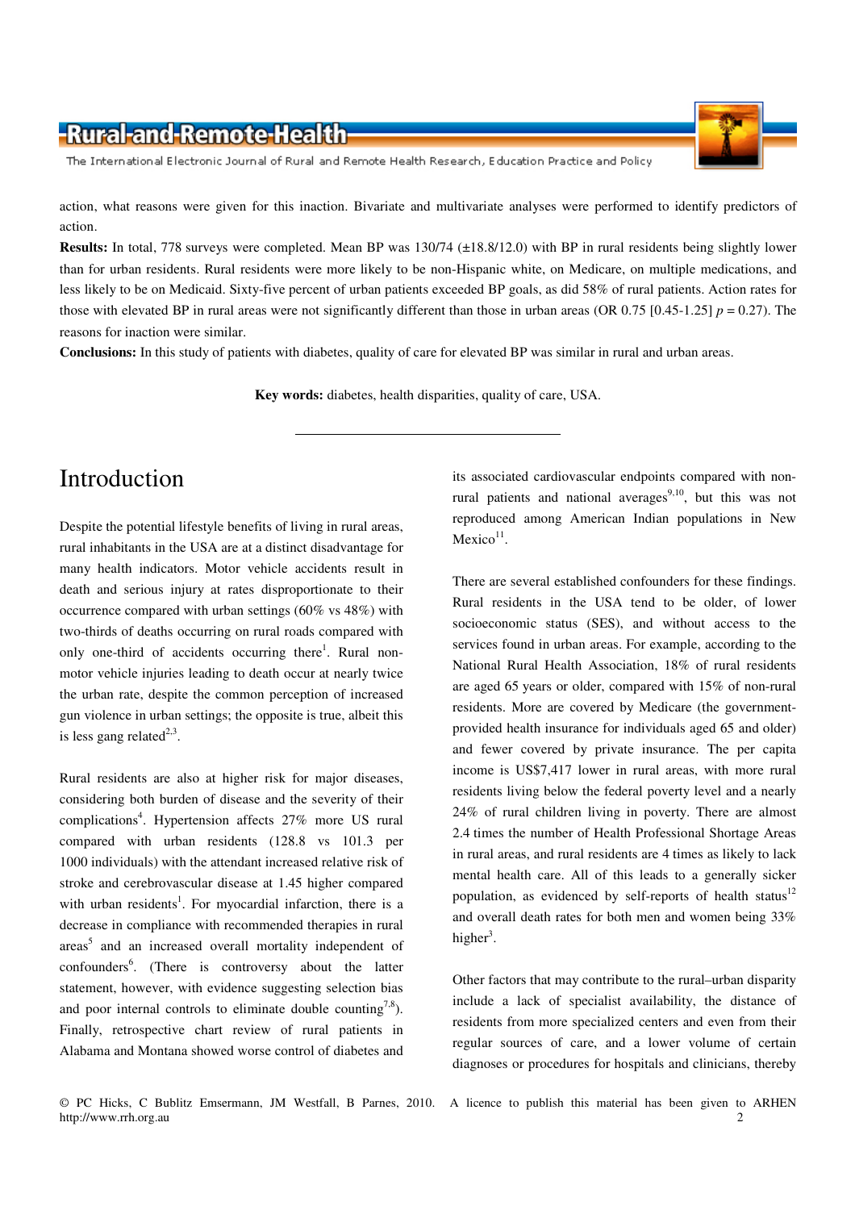action, what reasons were given for this inaction. Bivariate and multivariate analyses were performed to identify predictors of action.

**Results:** In total, 778 surveys were completed. Mean BP was 130/74 (±18.8/12.0) with BP in rural residents being slightly lower than for urban residents. Rural residents were more likely to be non-Hispanic white, on Medicare, on multiple medications, and less likely to be on Medicaid. Sixty-five percent of urban patients exceeded BP goals, as did 58% of rural patients. Action rates for those with elevated BP in rural areas were not significantly different than those in urban areas (OR 0.75 [0.45-1.25] $p = 0.27$). The reasons for inaction were similar.

**Conclusions:** In this study of patients with diabetes, quality of care for elevated BP was similar in rural and urban areas.

**Key words:** diabetes, health disparities, quality of care, USA.

# Introduction

Despite the potential lifestyle benefits of living in rural areas, rural inhabitants in the USA are at a distinct disadvantage for many health indicators. Motor vehicle accidents result in death and serious injury at rates disproportionate to their occurrence compared with urban settings (60% vs 48%) with two-thirds of deaths occurring on rural roads compared with only one-third of accidents occurring there[1]. Rural non-motor vehicle injuries leading to death occur at nearly twice the urban rate, despite the common perception of increased gun violence in urban settings; the opposite is true, albeit this is less gang related[2,3].

Rural residents are also at higher risk for major diseases, considering both burden of disease and the severity of their complications[4]. Hypertension affects 27% more US rural compared with urban residents (128.8 vs 101.3 per 1000 individuals) with the attendant increased relative risk of stroke and cerebrovascular disease at 1.45 higher compared with urban residents[1]. For myocardial infarction, there is a decrease in compliance with recommended therapies in rural areas[5] and an increased overall mortality independent of confounders[6]. (There is controversy about the latter statement, however, with evidence suggesting selection bias and poor internal controls to eliminate double counting[7,8]). Finally, retrospective chart review of rural patients in Alabama and Montana showed worse control of diabetes and its associated cardiovascular endpoints compared with non-rural patients and national averages[9,10], but this was not reproduced among American Indian populations in New Mexico[11].

There are several established confounders for these findings. Rural residents in the USA tend to be older, of lower socioeconomic status (SES), and without access to the services found in urban areas. For example, according to the National Rural Health Association, 18% of rural residents are aged 65 years or older, compared with 15% of non-rural residents. More are covered by Medicare (the government-provided health insurance for individuals aged 65 and older) and fewer covered by private insurance. The per capita income is US$7,417 lower in rural areas, with more rural residents living below the federal poverty level and a nearly 24% of rural children living in poverty. There are almost 2.4 times the number of Health Professional Shortage Areas in rural areas, and rural residents are 4 times as likely to lack mental health care. All of this leads to a generally sicker population, as evidenced by self-reports of health status[12] and overall death rates for both men and women being 33% higher[3].

Other factors that may contribute to the rural–urban disparity include a lack of specialist availability, the distance of residents from more specialized centers and even from their regular sources of care, and a lower volume of certain diagnoses or procedures for hospitals and clinicians, thereby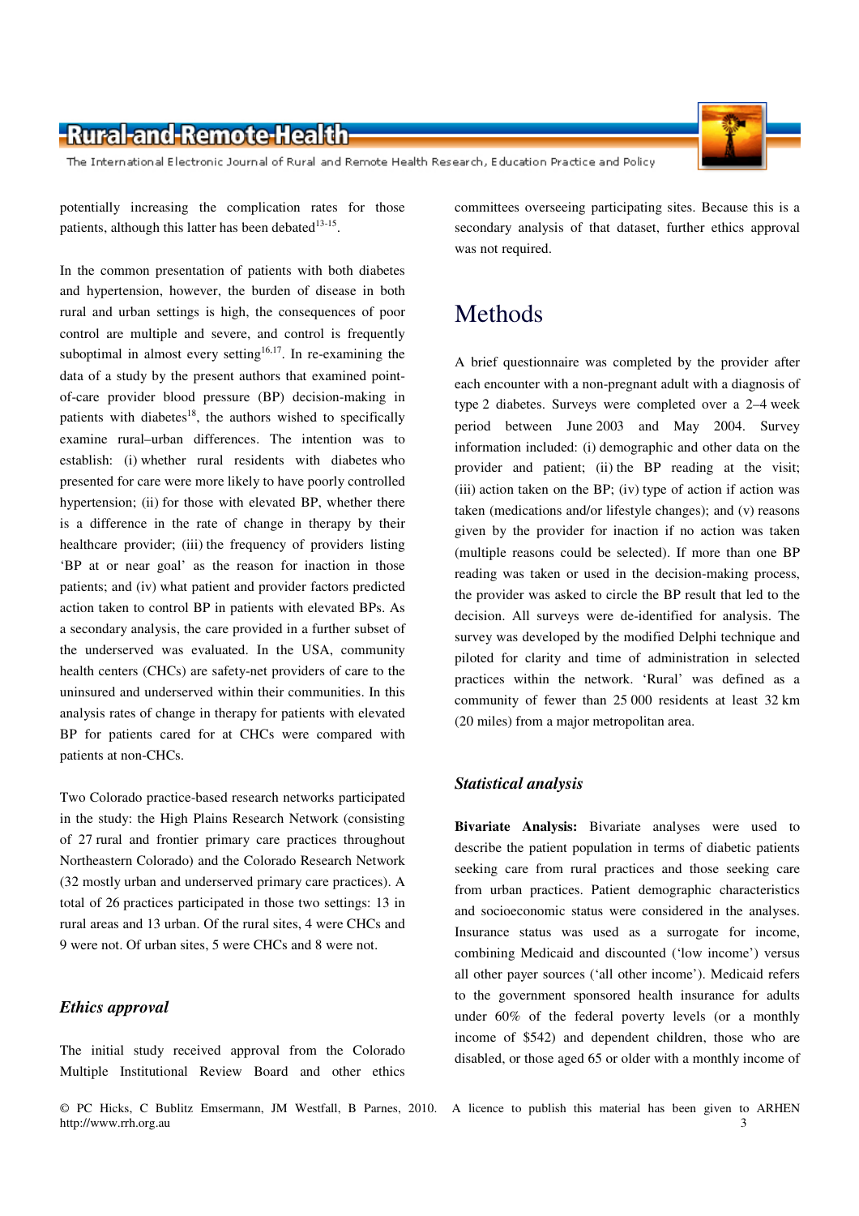potentially increasing the complication rates for those patients, although this latter has been debated[13-15].

In the common presentation of patients with both diabetes and hypertension, however, the burden of disease in both rural and urban settings is high, the consequences of poor control are multiple and severe, and control is frequently suboptimal in almost every setting[16,17]. In re-examining the data of a study by the present authors that examined point-of-care provider blood pressure (BP) decision-making in patients with diabetes[18], the authors wished to specifically examine rural–urban differences. The intention was to establish: (i) whether rural residents with diabetes who presented for care were more likely to have poorly controlled hypertension; (ii) for those with elevated BP, whether there is a difference in the rate of change in therapy by their healthcare provider; (iii) the frequency of providers listing 'BP at or near goal' as the reason for inaction in those patients; and (iv) what patient and provider factors predicted action taken to control BP in patients with elevated BPs. As a secondary analysis, the care provided in a further subset of the underserved was evaluated. In the USA, community health centers (CHCs) are safety-net providers of care to the uninsured and underserved within their communities. In this analysis rates of change in therapy for patients with elevated BP for patients cared for at CHCs were compared with patients at non-CHCs.

Two Colorado practice-based research networks participated in the study: the High Plains Research Network (consisting of 27 rural and frontier primary care practices throughout Northeastern Colorado) and the Colorado Research Network (32 mostly urban and underserved primary care practices). A total of 26 practices participated in those two settings: 13 in rural areas and 13 urban. Of the rural sites, 4 were CHCs and 9 were not. Of urban sites, 5 were CHCs and 8 were not.

### *Ethics approval*

The initial study received approval from the Colorado Multiple Institutional Review Board and other ethics committees overseeing participating sites. Because this is a secondary analysis of that dataset, further ethics approval was not required.

## Methods

A brief questionnaire was completed by the provider after each encounter with a non-pregnant adult with a diagnosis of type 2 diabetes. Surveys were completed over a 2–4 week period between June 2003 and May 2004. Survey information included: (i) demographic and other data on the provider and patient; (ii) the BP reading at the visit; (iii) action taken on the BP; (iv) type of action if action was taken (medications and/or lifestyle changes); and (v) reasons given by the provider for inaction if no action was taken (multiple reasons could be selected). If more than one BP reading was taken or used in the decision-making process, the provider was asked to circle the BP result that led to the decision. All surveys were de-identified for analysis. The survey was developed by the modified Delphi technique and piloted for clarity and time of administration in selected practices within the network. 'Rural' was defined as a community of fewer than 25 000 residents at least 32 km (20 miles) from a major metropolitan area.

### *Statistical analysis*

**Bivariate Analysis:** Bivariate analyses were used to describe the patient population in terms of diabetic patients seeking care from rural practices and those seeking care from urban practices. Patient demographic characteristics and socioeconomic status were considered in the analyses. Insurance status was used as a surrogate for income, combining Medicaid and discounted ('low income') versus all other payer sources ('all other income'). Medicaid refers to the government sponsored health insurance for adults under 60% of the federal poverty levels (or a monthly income of $542) and dependent children, those who are disabled, or those aged 65 or older with a monthly income of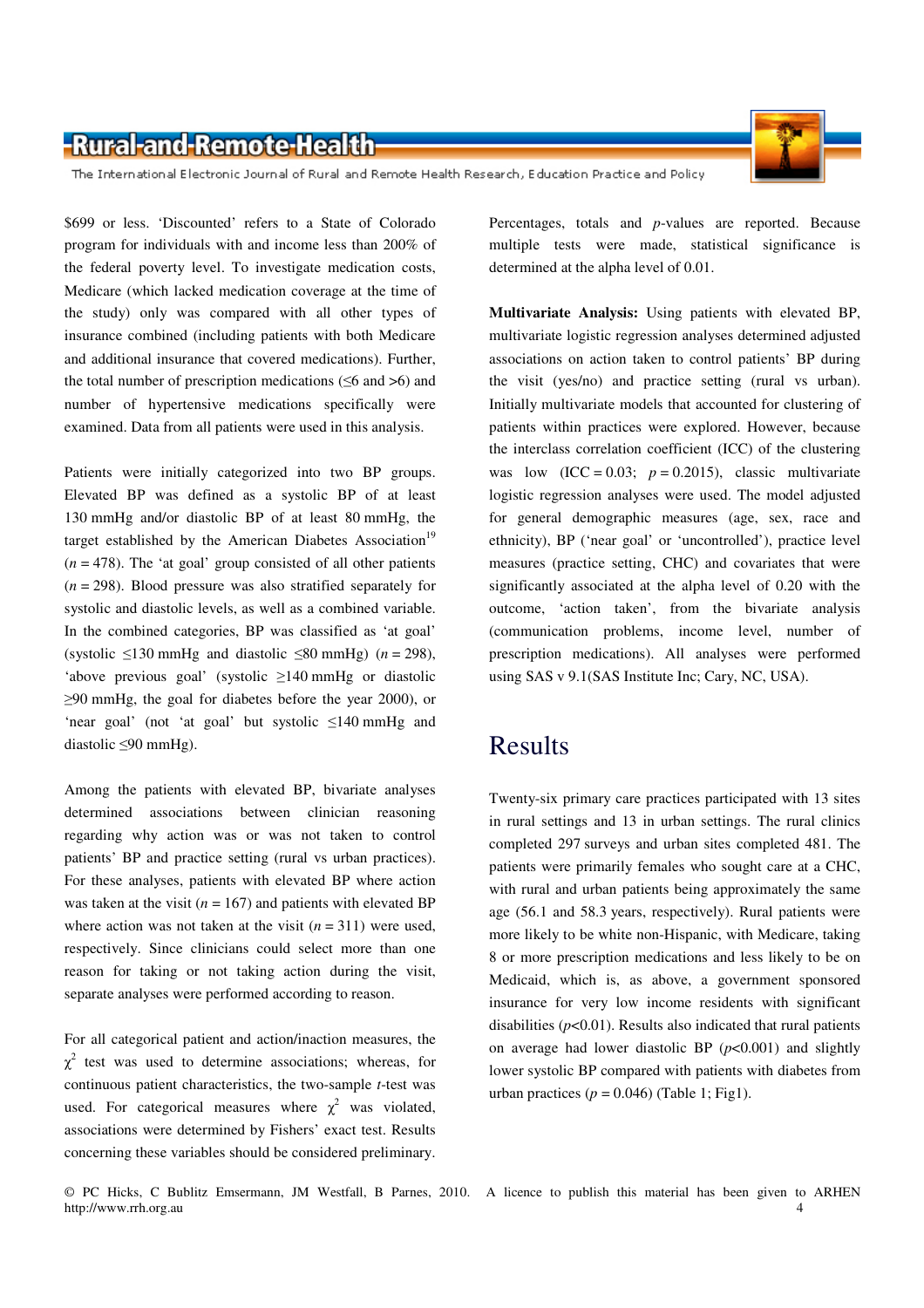$699 or less. 'Discounted' refers to a State of Colorado program for individuals with and income less than 200% of the federal poverty level. To investigate medication costs, Medicare (which lacked medication coverage at the time of the study) only was compared with all other types of insurance combined (including patients with both Medicare and additional insurance that covered medications). Further, the total number of prescription medications (≤6 and >6) and number of hypertensive medications specifically were examined. Data from all patients were used in this analysis.

Patients were initially categorized into two BP groups. Elevated BP was defined as a systolic BP of at least 130 mmHg and/or diastolic BP of at least 80 mmHg, the target established by the American Diabetes Association[19] ($n = 478$). The 'at goal' group consisted of all other patients ($n = 298$). Blood pressure was also stratified separately for systolic and diastolic levels, as well as a combined variable. In the combined categories, BP was classified as 'at goal' (systolic ≤130 mmHg and diastolic ≤80 mmHg) ($n = 298$), 'above previous goal' (systolic ≥140 mmHg or diastolic ≥90 mmHg, the goal for diabetes before the year 2000), or 'near goal' (not 'at goal' but systolic ≤140 mmHg and diastolic ≤90 mmHg).

Among the patients with elevated BP, bivariate analyses determined associations between clinician reasoning regarding why action was or was not taken to control patients' BP and practice setting (rural vs urban practices). For these analyses, patients with elevated BP where action was taken at the visit ($n = 167$) and patients with elevated BP where action was not taken at the visit ($n = 311$) were used, respectively. Since clinicians could select more than one reason for taking or not taking action during the visit, separate analyses were performed according to reason.

For all categorical patient and action/inaction measures, the $\chi^2$ test was used to determine associations; whereas, for continuous patient characteristics, the two-sample *t*-test was used. For categorical measures where $\chi^2$ was violated, associations were determined by Fishers' exact test. Results concerning these variables should be considered preliminary. Percentages, totals and *p*-values are reported. Because multiple tests were made, statistical significance is determined at the alpha level of 0.01.

**Multivariate Analysis:** Using patients with elevated BP, multivariate logistic regression analyses determined adjusted associations on action taken to control patients' BP during the visit (yes/no) and practice setting (rural vs urban). Initially multivariate models that accounted for clustering of patients within practices were explored. However, because the interclass correlation coefficient (ICC) of the clustering was low (ICC = 0.03; $p = 0.2015$), classic multivariate logistic regression analyses were used. The model adjusted for general demographic measures (age, sex, race and ethnicity), BP ('near goal' or 'uncontrolled'), practice level measures (practice setting, CHC) and covariates that were significantly associated at the alpha level of 0.20 with the outcome, 'action taken', from the bivariate analysis (communication problems, income level, number of prescription medications). All analyses were performed using SAS v 9.1(SAS Institute Inc; Cary, NC, USA).

# Results

Twenty-six primary care practices participated with 13 sites in rural settings and 13 in urban settings. The rural clinics completed 297 surveys and urban sites completed 481. The patients were primarily females who sought care at a CHC, with rural and urban patients being approximately the same age (56.1 and 58.3 years, respectively). Rural patients were more likely to be white non-Hispanic, with Medicare, taking 8 or more prescription medications and less likely to be on Medicaid, which is, as above, a government sponsored insurance for very low income residents with significant disabilities ($p<0.01$). Results also indicated that rural patients on average had lower diastolic BP ($p<0.001$) and slightly lower systolic BP compared with patients with diabetes from urban practices ($p = 0.046$) (Table 1; Fig1).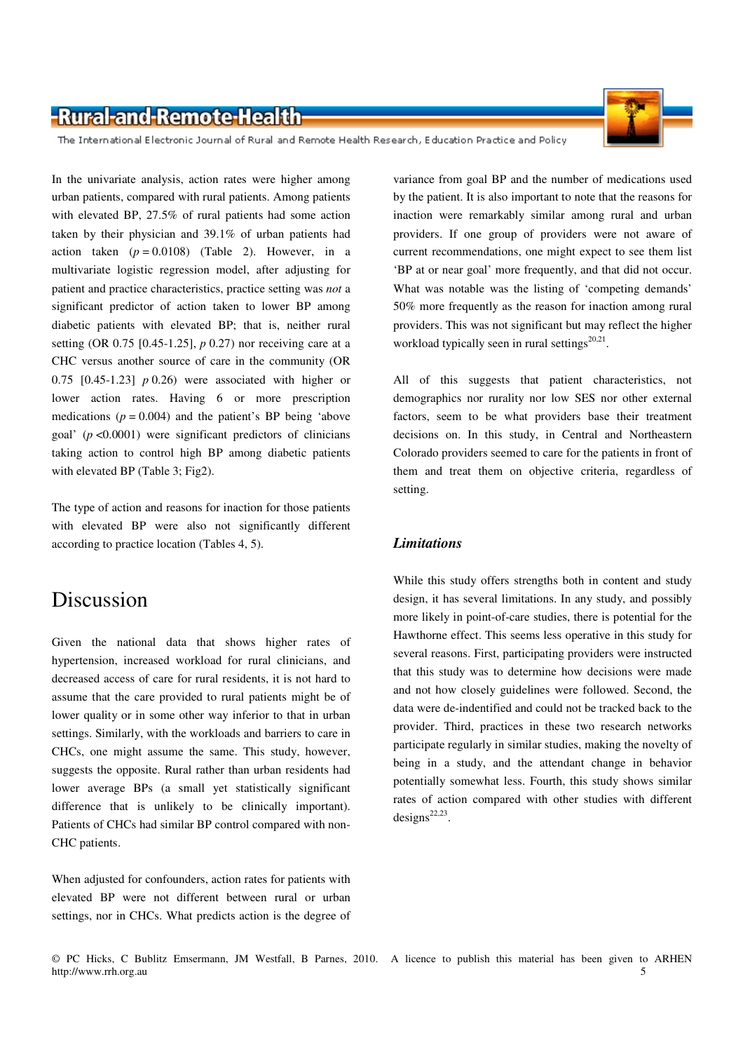In the univariate analysis, action rates were higher among urban patients, compared with rural patients. Among patients with elevated BP, 27.5% of rural patients had some action taken by their physician and 39.1% of urban patients had action taken ($p = 0.0108$) (Table 2). However, in a multivariate logistic regression model, after adjusting for patient and practice characteristics, practice setting was *not* a significant predictor of action taken to lower BP among diabetic patients with elevated BP; that is, neither rural setting (OR 0.75 [0.45-1.25], $p$ 0.27) nor receiving care at a CHC versus another source of care in the community (OR 0.75 [0.45-1.23] $p$ 0.26) were associated with higher or lower action rates. Having 6 or more prescription medications ($p = 0.004$) and the patient's BP being 'above goal' ($p < 0.0001$) were significant predictors of clinicians taking action to control high BP among diabetic patients with elevated BP (Table 3; Fig2).

The type of action and reasons for inaction for those patients with elevated BP were also not significantly different according to practice location (Tables 4, 5).

# Discussion

Given the national data that shows higher rates of hypertension, increased workload for rural clinicians, and decreased access of care for rural residents, it is not hard to assume that the care provided to rural patients might be of lower quality or in some other way inferior to that in urban settings. Similarly, with the workloads and barriers to care in CHCs, one might assume the same. This study, however, suggests the opposite. Rural rather than urban residents had lower average BPs (a small yet statistically significant difference that is unlikely to be clinically important). Patients of CHCs had similar BP control compared with non-CHC patients.

When adjusted for confounders, action rates for patients with elevated BP were not different between rural or urban settings, nor in CHCs. What predicts action is the degree of variance from goal BP and the number of medications used by the patient. It is also important to note that the reasons for inaction were remarkably similar among rural and urban providers. If one group of providers were not aware of current recommendations, one might expect to see them list 'BP at or near goal' more frequently, and that did not occur. What was notable was the listing of 'competing demands' 50% more frequently as the reason for inaction among rural providers. This was not significant but may reflect the higher workload typically seen in rural settings[20,21].

All of this suggests that patient characteristics, not demographics nor rurality nor low SES nor other external factors, seem to be what providers base their treatment decisions on. In this study, in Central and Northeastern Colorado providers seemed to care for the patients in front of them and treat them on objective criteria, regardless of setting.

### *Limitations*

While this study offers strengths both in content and study design, it has several limitations. In any study, and possibly more likely in point-of-care studies, there is potential for the Hawthorne effect. This seems less operative in this study for several reasons. First, participating providers were instructed that this study was to determine how decisions were made and not how closely guidelines were followed. Second, the data were de-indentified and could not be tracked back to the provider. Third, practices in these two research networks participate regularly in similar studies, making the novelty of being in a study, and the attendant change in behavior potentially somewhat less. Fourth, this study shows similar rates of action compared with other studies with different designs[22,23].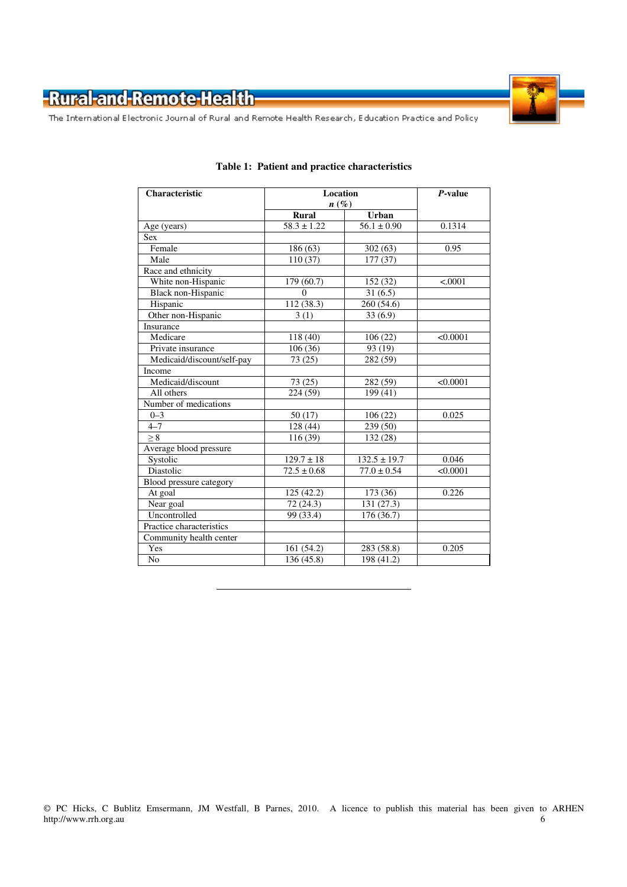**Table 1: Patient and practice characteristics**

| Characteristic | Location *n* (%) | | *P*-value |
|---|---|---|---|
| | Rural | Urban | |
| Age (years) | 58.3 ± 1.22 | 56.1 ± 0.90 | 0.1314 |
| Sex | | | |
| Female | 186 (63) | 302 (63) | 0.95 |
| Male | 110 (37) | 177 (37) | |
| Race and ethnicity | | | |
| White non-Hispanic | 179 (60.7) | 152 (32) | <.0001 |
| Black non-Hispanic | 0 | 31 (6.5) | |
| Hispanic | 112 (38.3) | 260 (54.6) | |
| Other non-Hispanic | 3 (1) | 33 (6.9) | |
| Insurance | | | |
| Medicare | 118 (40) | 106 (22) | <0.0001 |
| Private insurance | 106 (36) | 93 (19) | |
| Medicaid/discount/self-pay | 73 (25) | 282 (59) | |
| Income | | | |
| Medicaid/discount | 73 (25) | 282 (59) | <0.0001 |
| All others | 224 (59) | 199 (41) | |
| Number of medications | | | |
| 0–3 | 50 (17) | 106 (22) | 0.025 |
| 4–7 | 128 (44) | 239 (50) | |
| ≥ 8 | 116 (39) | 132 (28) | |
| Average blood pressure | | | |
| Systolic | 129.7 ± 18 | 132.5 ± 19.7 | 0.046 |
| Diastolic | 72.5 ± 0.68 | 77.0 ± 0.54 | <0.0001 |
| Blood pressure category | | | |
| At goal | 125 (42.2) | 173 (36) | 0.226 |
| Near goal | 72 (24.3) | 131 (27.3) | |
| Uncontrolled | 99 (33.4) | 176 (36.7) | |
| Practice characteristics | | | |
| Community health center | | | |
| Yes | 161 (54.2) | 283 (58.8) | 0.205 |
| No | 136 (45.8) | 198 (41.2) | |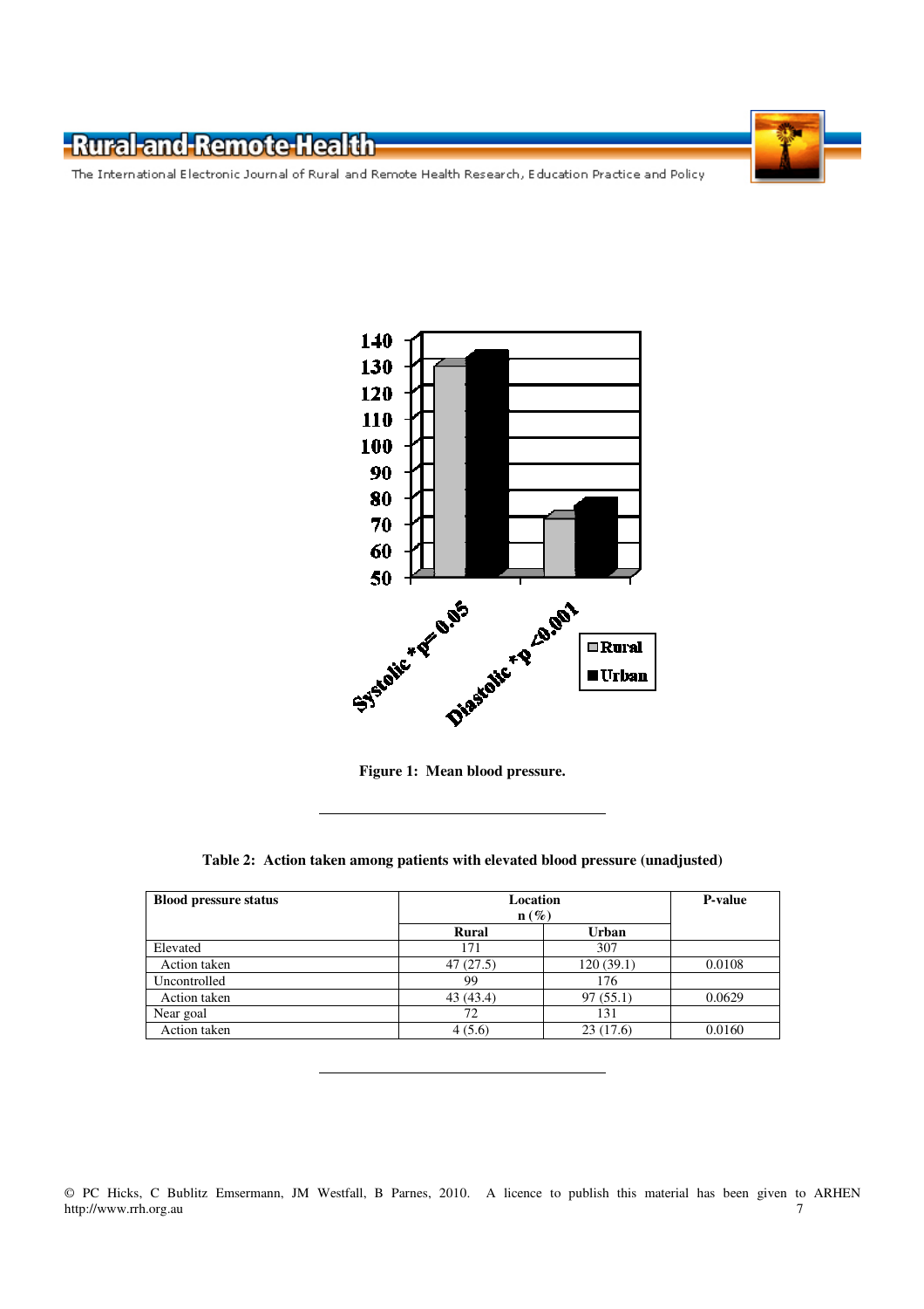**Figure 1: Mean blood pressure.**

**Table 2: Action taken among patients with elevated blood pressure (unadjusted)**

| Blood pressure status | Location n (%) | | P-value |
|---|---|---|---|
| | Rural | Urban | |
| Elevated | 171 | 307 | |
| Action taken | 47 (27.5) | 120 (39.1) | 0.0108 |
| Uncontrolled | 99 | 176 | |
| Action taken | 43 (43.4) | 97 (55.1) | 0.0629 |
| Near goal | 72 | 131 | |
| Action taken | 4 (5.6) | 23 (17.6) | 0.0160 |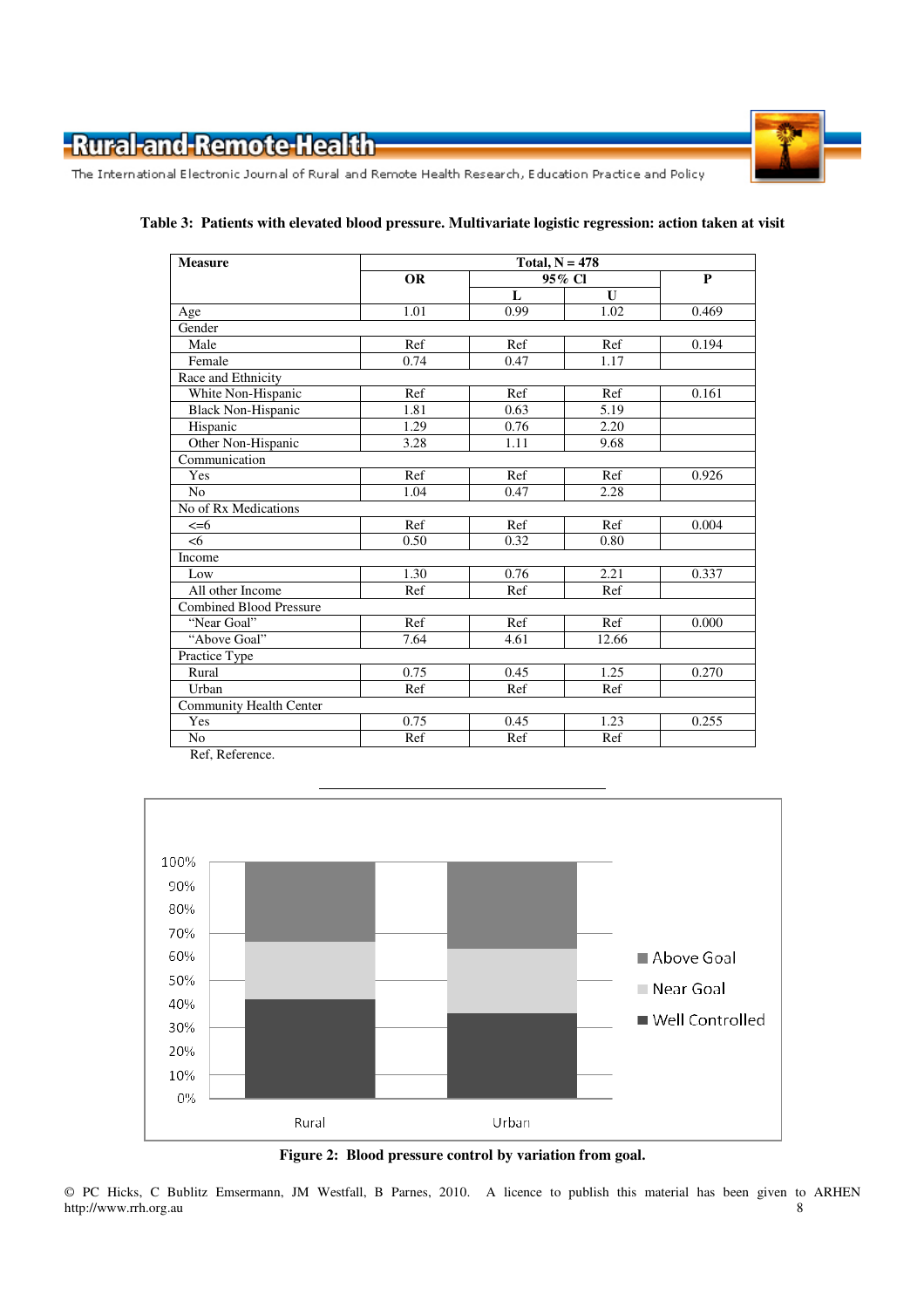**Table 3: Patients with elevated blood pressure. Multivariate logistic regression: action taken at visit**

| Measure | Total, N = 478 | | | |
|---|---|---|---|---|
| | OR | 95% CI | | P |
| | | L | U | |
| Age | 1.01 | 0.99 | 1.02 | 0.469 |
| Gender | | | | |
| Male | Ref | Ref | Ref | 0.194 |
| Female | 0.74 | 0.47 | 1.17 | |
| Race and Ethnicity | | | | |
| White Non-Hispanic | Ref | Ref | Ref | 0.161 |
| Black Non-Hispanic | 1.81 | 0.63 | 5.19 | |
| Hispanic | 1.29 | 0.76 | 2.20 | |
| Other Non-Hispanic | 3.28 | 1.11 | 9.68 | |
| Communication | | | | |
| Yes | Ref | Ref | Ref | 0.926 |
| No | 1.04 | 0.47 | 2.28 | |
| No of Rx Medications | | | | |
| <=6 | Ref | Ref | Ref | 0.004 |
| <6 | 0.50 | 0.32 | 0.80 | |
| Income | | | | |
| Low | 1.30 | 0.76 | 2.21 | 0.337 |
| All other Income | Ref | Ref | Ref | |
| Combined Blood Pressure | | | | |
| "Near Goal" | Ref | Ref | Ref | 0.000 |
| "Above Goal" | 7.64 | 4.61 | 12.66 | |
| Practice Type | | | | |
| Rural | 0.75 | 0.45 | 1.25 | 0.270 |
| Urban | Ref | Ref | Ref | |
| Community Health Center | | | | |
| Yes | 0.75 | 0.45 | 1.23 | 0.255 |
| No | Ref | Ref | Ref | |

Ref, Reference.

**Figure 2: Blood pressure control by variation from goal.**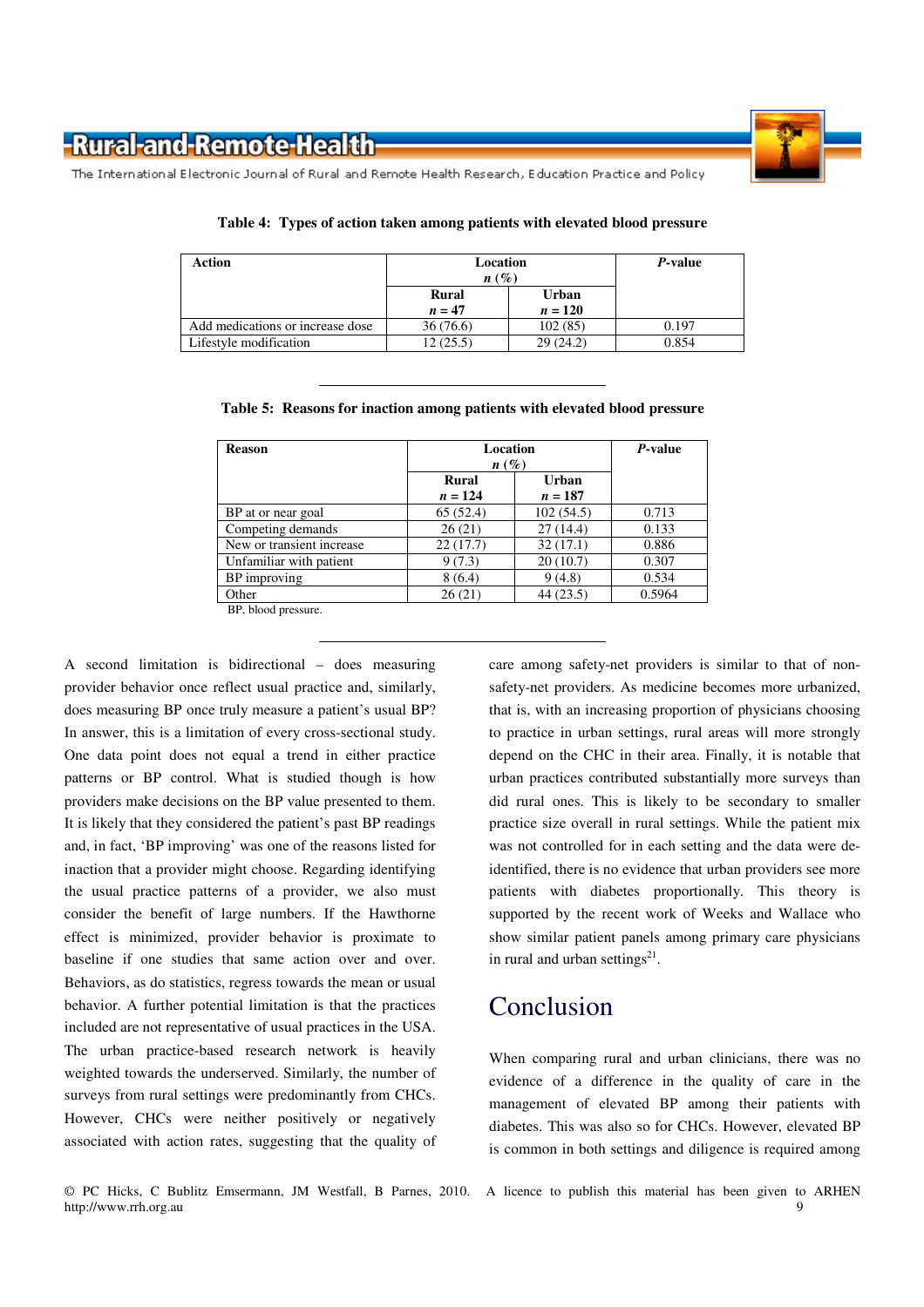**Table 4: Types of action taken among patients with elevated blood pressure**

| Action | Location n (%) | | *P*-value |
|---|---|---|---|
| | Rural *n* = 47 | Urban *n* = 120 | |
| Add medications or increase dose | 36 (76.6) | 102 (85) | 0.197 |
| Lifestyle modification | 12 (25.5) | 29 (24.2) | 0.854 |

**Table 5: Reasons for inaction among patients with elevated blood pressure**

| Reason | Location n (%) | | *P*-value |
|---|---|---|---|
| | Rural *n* = 124 | Urban *n* = 187 | |
| BP at or near goal | 65 (52.4) | 102 (54.5) | 0.713 |
| Competing demands | 26 (21) | 27 (14.4) | 0.133 |
| New or transient increase | 22 (17.7) | 32 (17.1) | 0.886 |
| Unfamiliar with patient | 9 (7.3) | 20 (10.7) | 0.307 |
| BP improving | 8 (6.4) | 9 (4.8) | 0.534 |
| Other | 26 (21) | 44 (23.5) | 0.5964 |

BP, blood pressure.

A second limitation is bidirectional – does measuring provider behavior once reflect usual practice and, similarly, does measuring BP once truly measure a patient's usual BP? In answer, this is a limitation of every cross-sectional study. One data point does not equal a trend in either practice patterns or BP control. What is studied though is how providers make decisions on the BP value presented to them. It is likely that they considered the patient's past BP readings and, in fact, 'BP improving' was one of the reasons listed for inaction that a provider might choose. Regarding identifying the usual practice patterns of a provider, we also must consider the benefit of large numbers. If the Hawthorne effect is minimized, provider behavior is proximate to baseline if one studies that same action over and over. Behaviors, as do statistics, regress towards the mean or usual behavior. A further potential limitation is that the practices included are not representative of usual practices in the USA. The urban practice-based research network is heavily weighted towards the underserved. Similarly, the number of surveys from rural settings were predominantly from CHCs. However, CHCs were neither positively or negatively associated with action rates, suggesting that the quality of care among safety-net providers is similar to that of non-safety-net providers. As medicine becomes more urbanized, that is, with an increasing proportion of physicians choosing to practice in urban settings, rural areas will more strongly depend on the CHC in their area. Finally, it is notable that urban practices contributed substantially more surveys than did rural ones. This is likely to be secondary to smaller practice size overall in rural settings. While the patient mix was not controlled for in each setting and the data were de-identified, there is no evidence that urban providers see more patients with diabetes proportionally. This theory is supported by the recent work of Weeks and Wallace who show similar patient panels among primary care physicians in rural and urban settings[21].

# Conclusion

When comparing rural and urban clinicians, there was no evidence of a difference in the quality of care in the management of elevated BP among their patients with diabetes. This was also so for CHCs. However, elevated BP is common in both settings and diligence is required among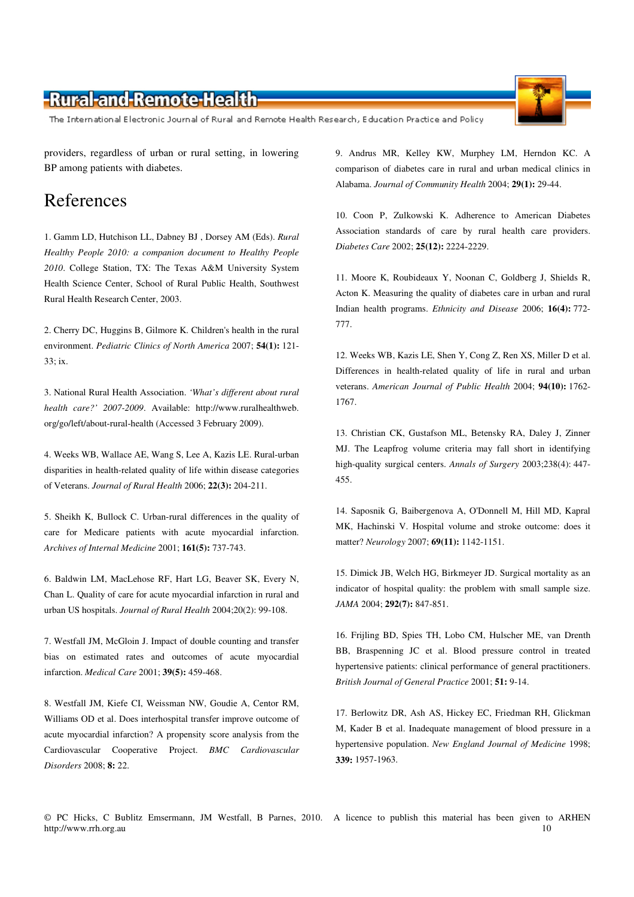providers, regardless of urban or rural setting, in lowering BP among patients with diabetes.

# References

1. Gamm LD, Hutchison LL, Dabney BJ , Dorsey AM (Eds). *Rural Healthy People 2010: a companion document to Healthy People 2010*. College Station, TX: The Texas A&M University System Health Science Center, School of Rural Public Health, Southwest Rural Health Research Center, 2003.

2. Cherry DC, Huggins B, Gilmore K. Children's health in the rural environment. *Pediatric Clinics of North America* 2007; **54(1):** 121-33; ix.

3. National Rural Health Association. *'What's different about rural health care?' 2007-2009*. Available: http://www.ruralhealthweb.org/go/left/about-rural-health (Accessed 3 February 2009).

4. Weeks WB, Wallace AE, Wang S, Lee A, Kazis LE. Rural-urban disparities in health-related quality of life within disease categories of Veterans. *Journal of Rural Health* 2006; **22(3):** 204-211.

5. Sheikh K, Bullock C. Urban-rural differences in the quality of care for Medicare patients with acute myocardial infarction. *Archives of Internal Medicine* 2001; **161(5):** 737-743.

6. Baldwin LM, MacLehose RF, Hart LG, Beaver SK, Every N, Chan L. Quality of care for acute myocardial infarction in rural and urban US hospitals. *Journal of Rural Health* 2004;20(2): 99-108.

7. Westfall JM, McGloin J. Impact of double counting and transfer bias on estimated rates and outcomes of acute myocardial infarction. *Medical Care* 2001; **39(5):** 459-468.

8. Westfall JM, Kiefe CI, Weissman NW, Goudie A, Centor RM, Williams OD et al. Does interhospital transfer improve outcome of acute myocardial infarction? A propensity score analysis from the Cardiovascular Cooperative Project. *BMC Cardiovascular Disorders* 2008; **8:** 22.

9. Andrus MR, Kelley KW, Murphey LM, Herndon KC. A comparison of diabetes care in rural and urban medical clinics in Alabama. *Journal of Community Health* 2004; **29(1):** 29-44.

10. Coon P, Zulkowski K. Adherence to American Diabetes Association standards of care by rural health care providers. *Diabetes Care* 2002; **25(12):** 2224-2229.

11. Moore K, Roubideaux Y, Noonan C, Goldberg J, Shields R, Acton K. Measuring the quality of diabetes care in urban and rural Indian health programs. *Ethnicity and Disease* 2006; **16(4):** 772-777.

12. Weeks WB, Kazis LE, Shen Y, Cong Z, Ren XS, Miller D et al. Differences in health-related quality of life in rural and urban veterans. *American Journal of Public Health* 2004; **94(10):** 1762-1767.

13. Christian CK, Gustafson ML, Betensky RA, Daley J, Zinner MJ. The Leapfrog volume criteria may fall short in identifying high-quality surgical centers. *Annals of Surgery* 2003;238(4): 447-455.

14. Saposnik G, Baibergenova A, O'Donnell M, Hill MD, Kapral MK, Hachinski V. Hospital volume and stroke outcome: does it matter? *Neurology* 2007; **69(11):** 1142-1151.

15. Dimick JB, Welch HG, Birkmeyer JD. Surgical mortality as an indicator of hospital quality: the problem with small sample size. *JAMA* 2004; **292(7):** 847-851.

16. Frijling BD, Spies TH, Lobo CM, Hulscher ME, van Drenth BB, Braspenning JC et al. Blood pressure control in treated hypertensive patients: clinical performance of general practitioners. *British Journal of General Practice* 2001; **51:** 9-14.

17. Berlowitz DR, Ash AS, Hickey EC, Friedman RH, Glickman M, Kader B et al. Inadequate management of blood pressure in a hypertensive population. *New England Journal of Medicine* 1998; **339:** 1957-1963.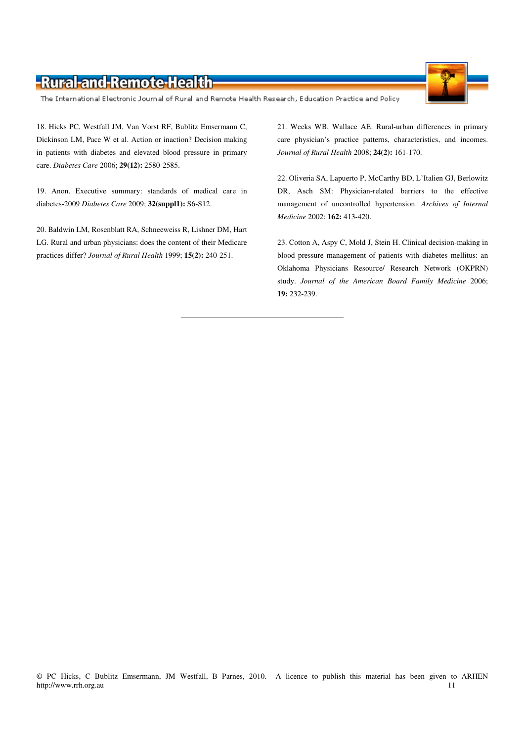18. Hicks PC, Westfall JM, Van Vorst RF, Bublitz Emsermann C, Dickinson LM, Pace W et al. Action or inaction? Decision making in patients with diabetes and elevated blood pressure in primary care. *Diabetes Care* 2006; **29(12):** 2580-2585.

19. Anon. Executive summary: standards of medical care in diabetes-2009 *Diabetes Care* 2009; **32(suppl1):** S6-S12.

20. Baldwin LM, Rosenblatt RA, Schneeweiss R, Lishner DM, Hart LG. Rural and urban physicians: does the content of their Medicare practices differ? *Journal of Rural Health* 1999; **15(2):** 240-251.

21. Weeks WB, Wallace AE. Rural-urban differences in primary care physician's practice patterns, characteristics, and incomes. *Journal of Rural Health* 2008; **24(2):** 161-170.

22. Oliveria SA, Lapuerto P, McCarthy BD, L'Italien GJ, Berlowitz DR, Asch SM: Physician-related barriers to the effective management of uncontrolled hypertension. *Archives of Internal Medicine* 2002; **162:** 413-420.

23. Cotton A, Aspy C, Mold J, Stein H. Clinical decision-making in blood pressure management of patients with diabetes mellitus: an Oklahoma Physicians Resource/ Research Network (OKPRN) study. *Journal of the American Board Family Medicine* 2006; **19:** 232-239.